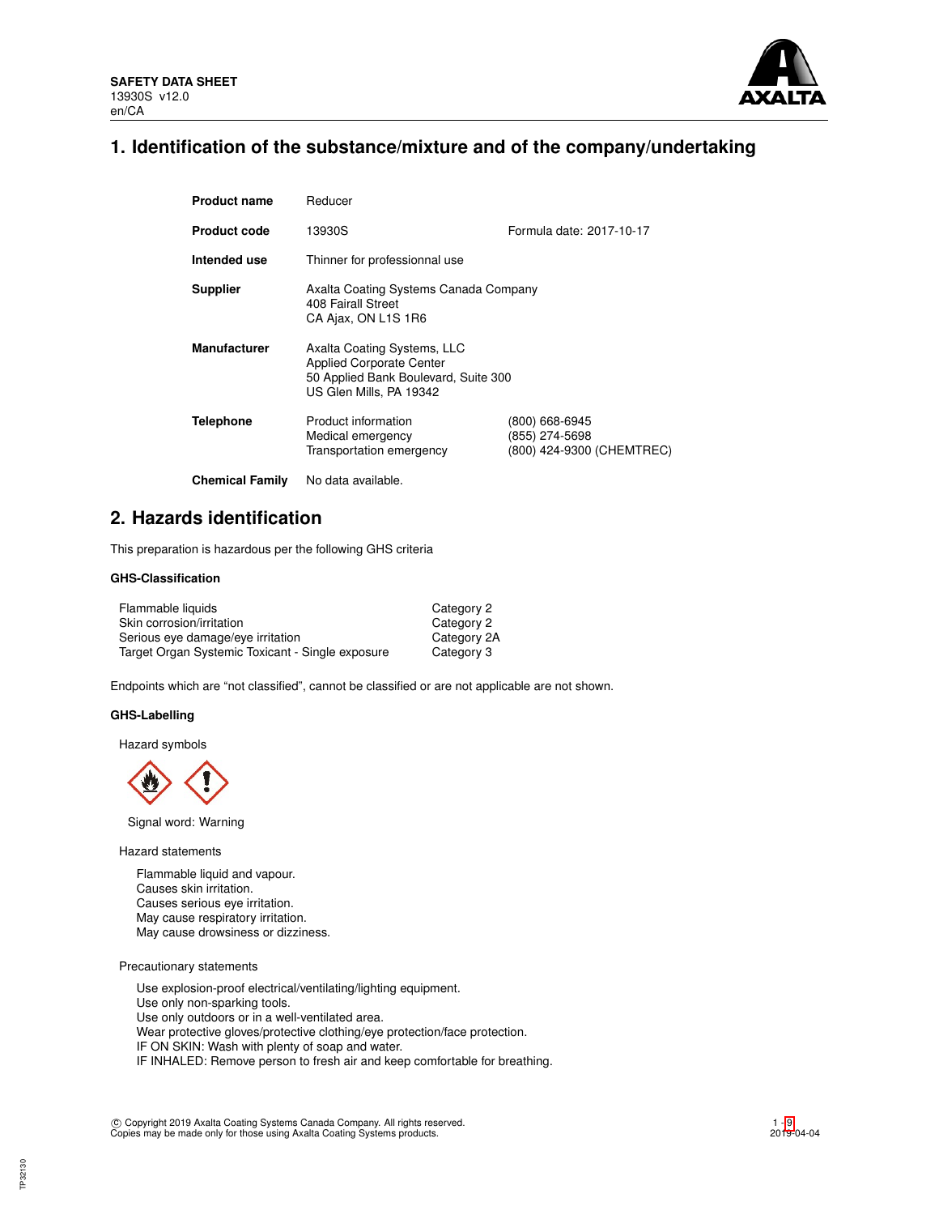**SAFETY DATA SHEET**
13930S v12.0
en/CA

# 1. Identification of the substance/mixture and of the company/undertaking

| | | |
|---|---|---|
| **Product name** | Reducer | |
| **Product code** | 13930S | Formula date: 2017-10-17 |
| **Intended use** | Thinner for professionnal use | |
| **Supplier** | Axalta Coating Systems Canada Company<br>408 Fairall Street<br>CA Ajax, ON L1S 1R6 | |
| **Manufacturer** | Axalta Coating Systems, LLC<br>Applied Corporate Center<br>50 Applied Bank Boulevard, Suite 300<br>US Glen Mills, PA 19342 | |
| **Telephone** | Product information<br>Medical emergency<br>Transportation emergency | (800) 668-6945<br>(855) 274-5698<br>(800) 424-9300 (CHEMTREC) |
| **Chemical Family** | No data available. | |

# 2. Hazards identification

This preparation is hazardous per the following GHS criteria

### GHS-Classification

| | |
|---|---|
| Flammable liquids | Category 2 |
| Skin corrosion/irritation | Category 2 |
| Serious eye damage/eye irritation | Category 2A |
| Target Organ Systemic Toxicant - Single exposure | Category 3 |

Endpoints which are “not classified”, cannot be classified or are not applicable are not shown.

### GHS-Labelling

Hazard symbols

Signal word: Warning

Hazard statements

Flammable liquid and vapour.
Causes skin irritation.
Causes serious eye irritation.
May cause respiratory irritation.
May cause drowsiness or dizziness.

Precautionary statements

Use explosion-proof electrical/ventilating/lighting equipment.
Use only non-sparking tools.
Use only outdoors or in a well-ventilated area.
Wear protective gloves/protective clothing/eye protection/face protection.
IF ON SKIN: Wash with plenty of soap and water.
IF INHALED: Remove person to fresh air and keep comfortable for breathing.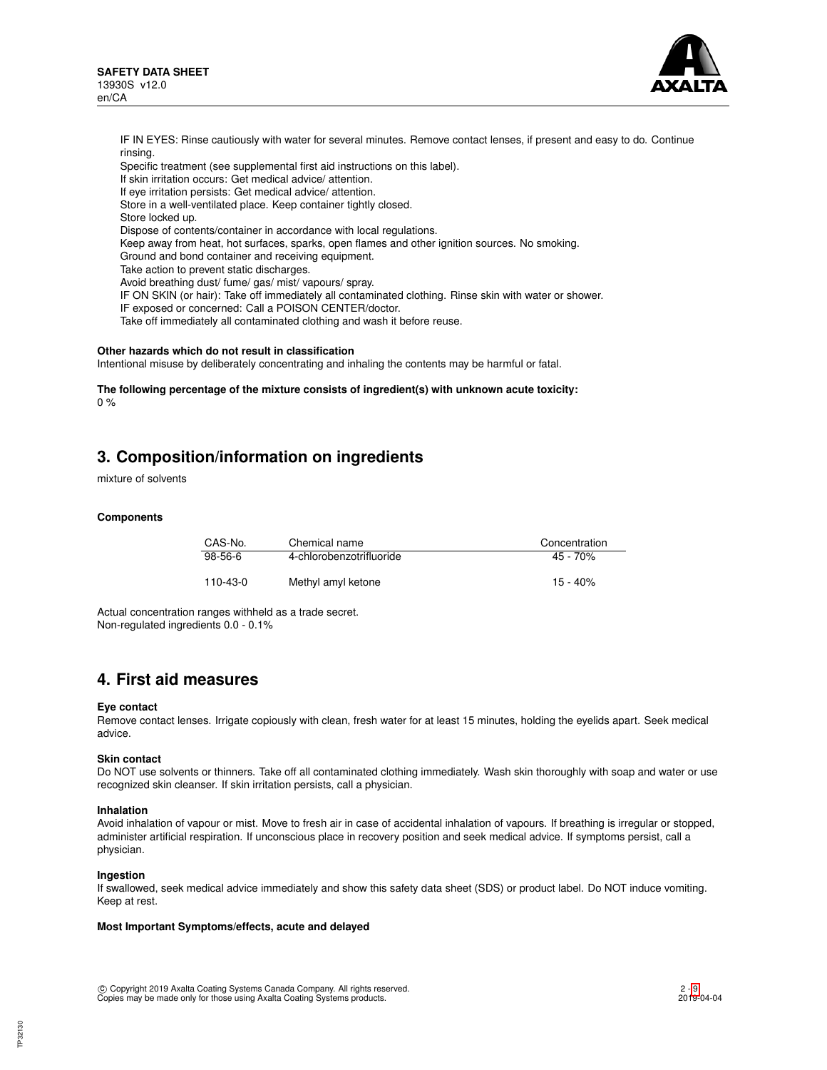IF IN EYES: Rinse cautiously with water for several minutes. Remove contact lenses, if present and easy to do. Continue rinsing.
Specific treatment (see supplemental first aid instructions on this label).
If skin irritation occurs: Get medical advice/ attention.
If eye irritation persists: Get medical advice/ attention.
Store in a well-ventilated place. Keep container tightly closed.
Store locked up.
Dispose of contents/container in accordance with local regulations.
Keep away from heat, hot surfaces, sparks, open flames and other ignition sources. No smoking.
Ground and bond container and receiving equipment.
Take action to prevent static discharges.
Avoid breathing dust/ fume/ gas/ mist/ vapours/ spray.
IF ON SKIN (or hair): Take off immediately all contaminated clothing. Rinse skin with water or shower.
IF exposed or concerned: Call a POISON CENTER/doctor.
Take off immediately all contaminated clothing and wash it before reuse.

**Other hazards which do not result in classification**

Intentional misuse by deliberately concentrating and inhaling the contents may be harmful or fatal.

**The following percentage of the mixture consists of ingredient(s) with unknown acute toxicity:**

0 %

## 3. Composition/information on ingredients

mixture of solvents

**Components**

| CAS-No. | Chemical name | Concentration |
|---|---|---|
| 98-56-6 | 4-chlorobenzotrifluoride | 45 - 70% |
| 110-43-0 | Methyl amyl ketone | 15 - 40% |

Actual concentration ranges withheld as a trade secret.
Non-regulated ingredients 0.0 - 0.1%

## 4. First aid measures

**Eye contact**

Remove contact lenses. Irrigate copiously with clean, fresh water for at least 15 minutes, holding the eyelids apart. Seek medical advice.

**Skin contact**

Do NOT use solvents or thinners. Take off all contaminated clothing immediately. Wash skin thoroughly with soap and water or use recognized skin cleanser. If skin irritation persists, call a physician.

**Inhalation**

Avoid inhalation of vapour or mist. Move to fresh air in case of accidental inhalation of vapours. If breathing is irregular or stopped, administer artificial respiration. If unconscious place in recovery position and seek medical advice. If symptoms persist, call a physician.

**Ingestion**

If swallowed, seek medical advice immediately and show this safety data sheet (SDS) or product label. Do NOT induce vomiting. Keep at rest.

**Most Important Symptoms/effects, acute and delayed**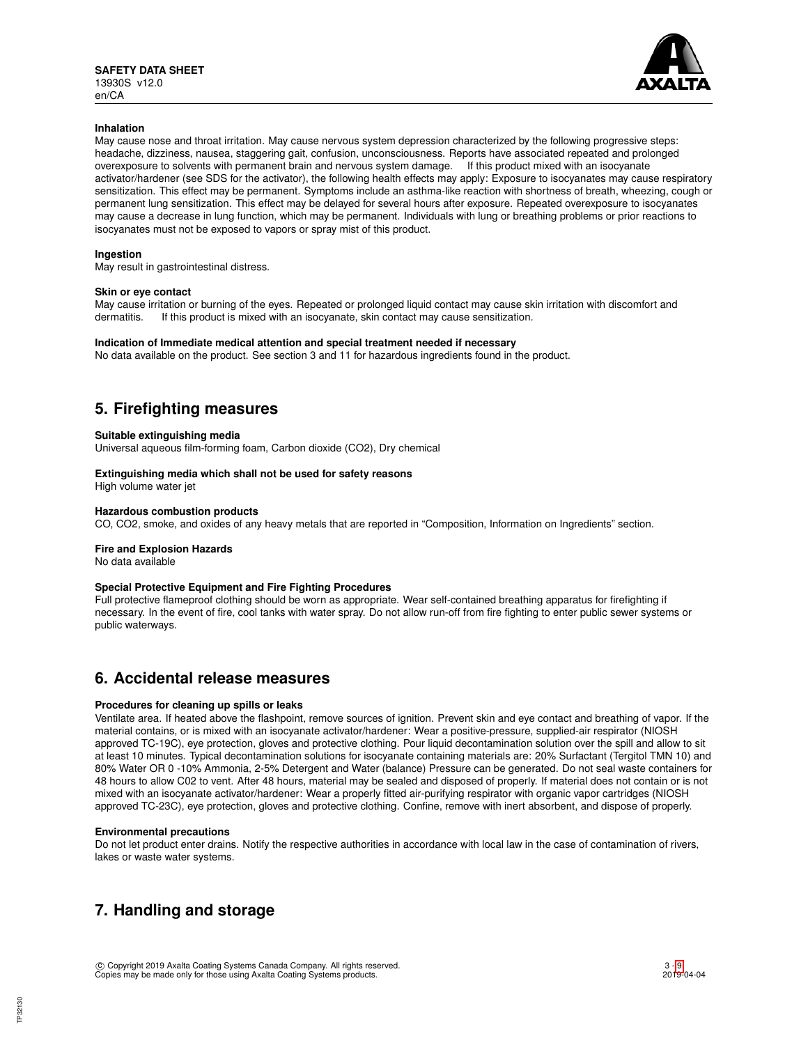**Inhalation**

May cause nose and throat irritation. May cause nervous system depression characterized by the following progressive steps: headache, dizziness, nausea, staggering gait, confusion, unconsciousness. Reports have associated repeated and prolonged overexposure to solvents with permanent brain and nervous system damage. If this product mixed with an isocyanate activator/hardener (see SDS for the activator), the following health effects may apply: Exposure to isocyanates may cause respiratory sensitization. This effect may be permanent. Symptoms include an asthma-like reaction with shortness of breath, wheezing, cough or permanent lung sensitization. This effect may be delayed for several hours after exposure. Repeated overexposure to isocyanates may cause a decrease in lung function, which may be permanent. Individuals with lung or breathing problems or prior reactions to isocyanates must not be exposed to vapors or spray mist of this product.

**Ingestion**

May result in gastrointestinal distress.

**Skin or eye contact**

May cause irritation or burning of the eyes. Repeated or prolonged liquid contact may cause skin irritation with discomfort and dermatitis. If this product is mixed with an isocyanate, skin contact may cause sensitization.

**Indication of Immediate medical attention and special treatment needed if necessary**

No data available on the product. See section 3 and 11 for hazardous ingredients found in the product.

## 5. Firefighting measures

**Suitable extinguishing media**

Universal aqueous film-forming foam, Carbon dioxide ($CO_2$), Dry chemical

**Extinguishing media which shall not be used for safety reasons**

High volume water jet

**Hazardous combustion products**

CO, $CO_2$, smoke, and oxides of any heavy metals that are reported in "Composition, Information on Ingredients" section.

**Fire and Explosion Hazards**

No data available

**Special Protective Equipment and Fire Fighting Procedures**

Full protective flameproof clothing should be worn as appropriate. Wear self-contained breathing apparatus for firefighting if necessary. In the event of fire, cool tanks with water spray. Do not allow run-off from fire fighting to enter public sewer systems or public waterways.

## 6. Accidental release measures

**Procedures for cleaning up spills or leaks**

Ventilate area. If heated above the flashpoint, remove sources of ignition. Prevent skin and eye contact and breathing of vapor. If the material contains, or is mixed with an isocyanate activator/hardener: Wear a positive-pressure, supplied-air respirator (NIOSH approved TC-19C), eye protection, gloves and protective clothing. Pour liquid decontamination solution over the spill and allow to sit at least 10 minutes. Typical decontamination solutions for isocyanate containing materials are: 20% Surfactant (Tergitol TMN 10) and 80% Water OR 0 -10% Ammonia, 2-5% Detergent and Water (balance) Pressure can be generated. Do not seal waste containers for 48 hours to allow C02 to vent. After 48 hours, material may be sealed and disposed of properly. If material does not contain or is not mixed with an isocyanate activator/hardener: Wear a properly fitted air-purifying respirator with organic vapor cartridges (NIOSH approved TC-23C), eye protection, gloves and protective clothing. Confine, remove with inert absorbent, and dispose of properly.

**Environmental precautions**

Do not let product enter drains. Notify the respective authorities in accordance with local law in the case of contamination of rivers, lakes or waste water systems.

## 7. Handling and storage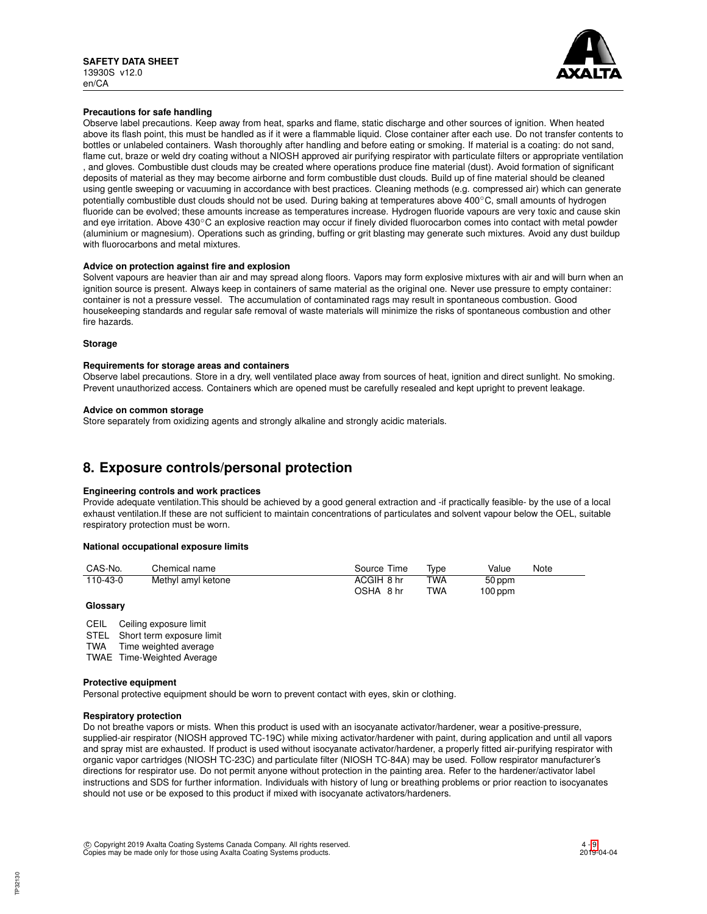**Precautions for safe handling**

Observe label precautions. Keep away from heat, sparks and flame, static discharge and other sources of ignition. When heated above its flash point, this must be handled as if it were a flammable liquid. Close container after each use. Do not transfer contents to bottles or unlabeled containers. Wash thoroughly after handling and before eating or smoking. If material is a coating: do not sand, flame cut, braze or weld dry coating without a NIOSH approved air purifying respirator with particulate filters or appropriate ventilation , and gloves. Combustible dust clouds may be created where operations produce fine material (dust). Avoid formation of significant deposits of material as they may become airborne and form combustible dust clouds. Build up of fine material should be cleaned using gentle sweeping or vacuuming in accordance with best practices. Cleaning methods (e.g. compressed air) which can generate potentially combustible dust clouds should not be used. During baking at temperatures above 400°C, small amounts of hydrogen fluoride can be evolved; these amounts increase as temperatures increase. Hydrogen fluoride vapours are very toxic and cause skin and eye irritation. Above 430°C an explosive reaction may occur if finely divided fluorocarbon comes into contact with metal powder (aluminium or magnesium). Operations such as grinding, buffing or grit blasting may generate such mixtures. Avoid any dust buildup with fluorocarbons and metal mixtures.

**Advice on protection against fire and explosion**

Solvent vapours are heavier than air and may spread along floors. Vapors may form explosive mixtures with air and will burn when an ignition source is present. Always keep in containers of same material as the original one. Never use pressure to empty container: container is not a pressure vessel. The accumulation of contaminated rags may result in spontaneous combustion. Good housekeeping standards and regular safe removal of waste materials will minimize the risks of spontaneous combustion and other fire hazards.

**Storage**

**Requirements for storage areas and containers**

Observe label precautions. Store in a dry, well ventilated place away from sources of heat, ignition and direct sunlight. No smoking. Prevent unauthorized access. Containers which are opened must be carefully resealed and kept upright to prevent leakage.

**Advice on common storage**

Store separately from oxidizing agents and strongly alkaline and strongly acidic materials.

## 8. Exposure controls/personal protection

**Engineering controls and work practices**

Provide adequate ventilation.This should be achieved by a good general extraction and -if practically feasible- by the use of a local exhaust ventilation.If these are not sufficient to maintain concentrations of particulates and solvent vapour below the OEL, suitable respiratory protection must be worn.

**National occupational exposure limits**

| CAS-No. | Chemical name | Source | Time | Type | Value | Note |
|---|---|---|---|---|---|---|
| 110-43-0 | Methyl amyl ketone | ACGIH | 8 hr | TWA | 50 ppm | |
| | | OSHA | 8 hr | TWA | 100 ppm | |

**Glossary**

CEIL Ceiling exposure limit
STEL Short term exposure limit
TWA Time weighted average
TWAE Time-Weighted Average

**Protective equipment**

Personal protective equipment should be worn to prevent contact with eyes, skin or clothing.

**Respiratory protection**

Do not breathe vapors or mists. When this product is used with an isocyanate activator/hardener, wear a positive-pressure, supplied-air respirator (NIOSH approved TC-19C) while mixing activator/hardener with paint, during application and until all vapors and spray mist are exhausted. If product is used without isocyanate activator/hardener, a properly fitted air-purifying respirator with organic vapor cartridges (NIOSH TC-23C) and particulate filter (NIOSH TC-84A) may be used. Follow respirator manufacturer's directions for respirator use. Do not permit anyone without protection in the painting area. Refer to the hardener/activator label instructions and SDS for further information. Individuals with history of lung or breathing problems or prior reaction to isocyanates should not use or be exposed to this product if mixed with isocyanate activators/hardeners.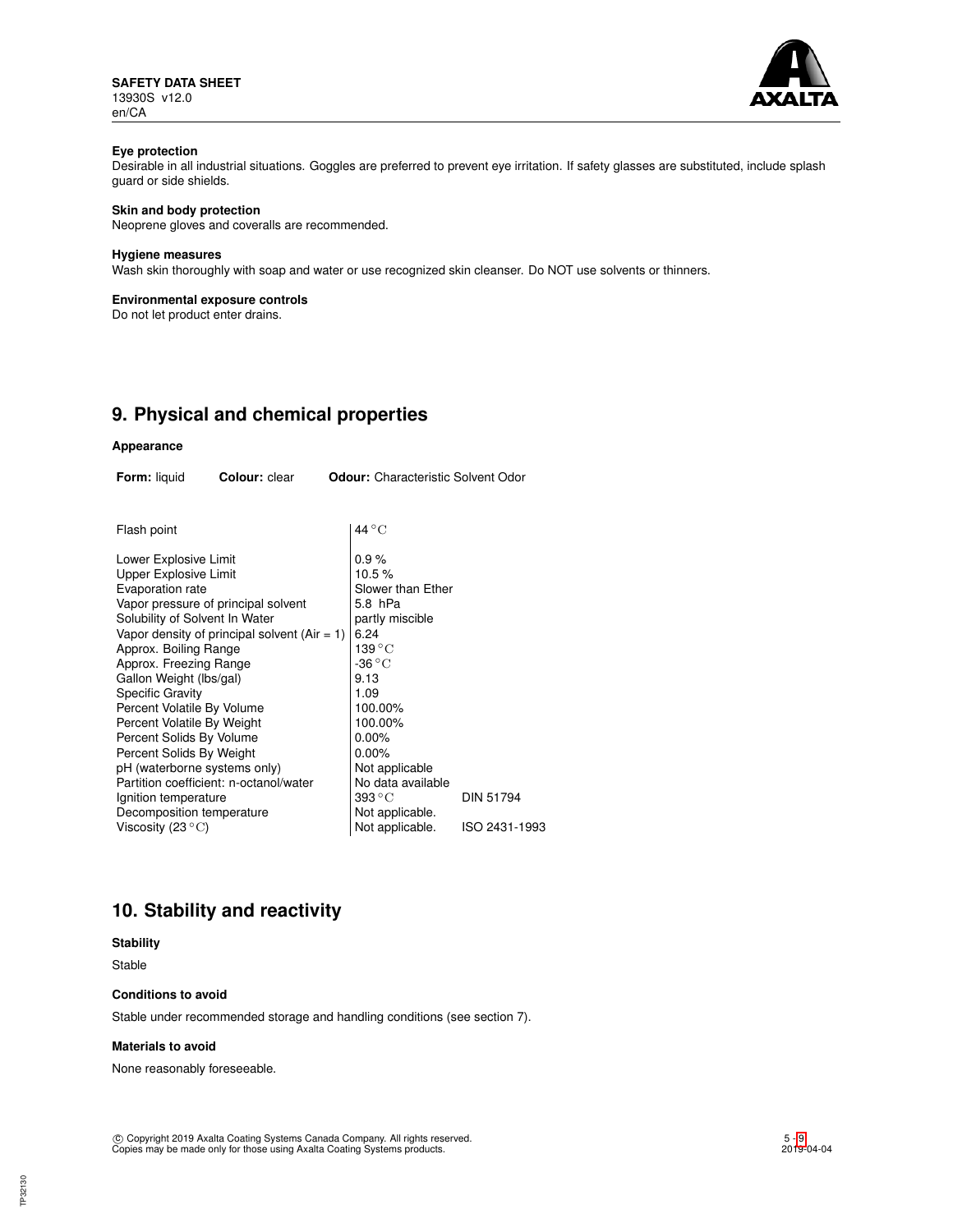**Eye protection**
Desirable in all industrial situations. Goggles are preferred to prevent eye irritation. If safety glasses are substituted, include splash guard or side shields.

**Skin and body protection**
Neoprene gloves and coveralls are recommended.

**Hygiene measures**
Wash skin thoroughly with soap and water or use recognized skin cleanser. Do NOT use solvents or thinners.

**Environmental exposure controls**
Do not let product enter drains.

## 9. Physical and chemical properties

**Appearance**

**Form:** liquid **Colour:** clear **Odour:** Characteristic Solvent Odor

| | | |
|---|---|---|
| Flash point | 44 °C | |
| Lower Explosive Limit | 0.9 % | |
| Upper Explosive Limit | 10.5 % | |
| Evaporation rate | Slower than Ether | |
| Vapor pressure of principal solvent | 5.8 hPa | |
| Solubility of Solvent In Water | partly miscible | |
| Vapor density of principal solvent (Air = 1) | 6.24 | |
| Approx. Boiling Range | 139 °C | |
| Approx. Freezing Range | -36 °C | |
| Gallon Weight (lbs/gal) | 9.13 | |
| Specific Gravity | 1.09 | |
| Percent Volatile By Volume | 100.00% | |
| Percent Volatile By Weight | 100.00% | |
| Percent Solids By Volume | 0.00% | |
| Percent Solids By Weight | 0.00% | |
| pH (waterborne systems only) | Not applicable | |
| Partition coefficient: n-octanol/water | No data available | |
| Ignition temperature | 393 °C | DIN 51794 |
| Decomposition temperature | Not applicable. | |
| Viscosity (23 °C) | Not applicable. | ISO 2431-1993 |

## 10. Stability and reactivity

**Stability**

Stable

**Conditions to avoid**

Stable under recommended storage and handling conditions (see section 7).

**Materials to avoid**

None reasonably foreseeable.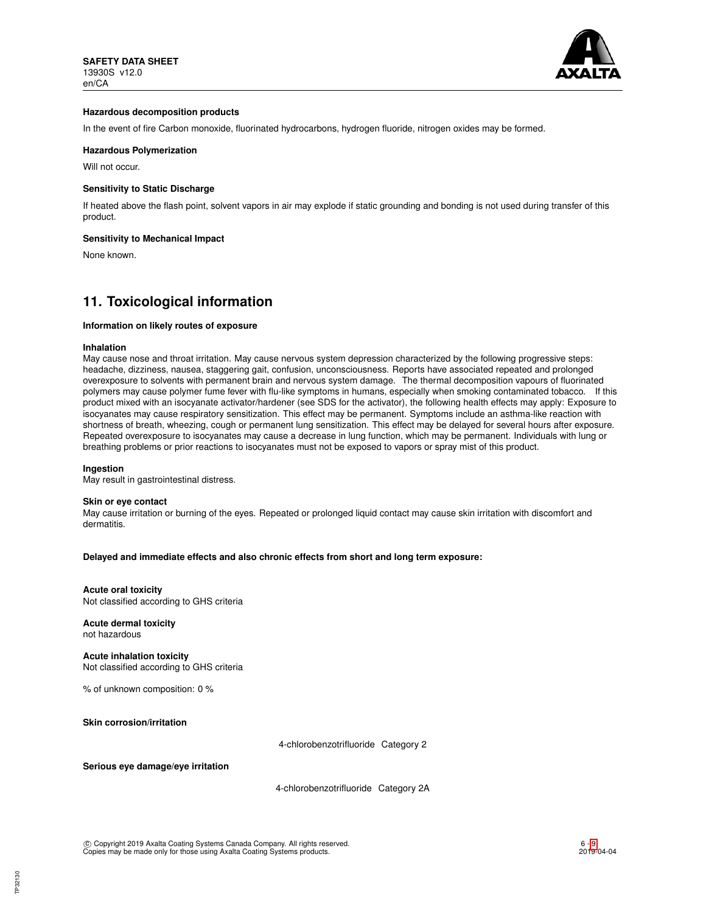#### Hazardous decomposition products

In the event of fire Carbon monoxide, fluorinated hydrocarbons, hydrogen fluoride, nitrogen oxides may be formed.

#### Hazardous Polymerization

Will not occur.

#### Sensitivity to Static Discharge

If heated above the flash point, solvent vapors in air may explode if static grounding and bonding is not used during transfer of this product.

#### Sensitivity to Mechanical Impact

None known.

## 11. Toxicological information

#### Information on likely routes of exposure

**Inhalation**
May cause nose and throat irritation. May cause nervous system depression characterized by the following progressive steps: headache, dizziness, nausea, staggering gait, confusion, unconsciousness. Reports have associated repeated and prolonged overexposure to solvents with permanent brain and nervous system damage. The thermal decomposition vapours of fluorinated polymers may cause polymer fume fever with flu-like symptoms in humans, especially when smoking contaminated tobacco. If this product mixed with an isocyanate activator/hardener (see SDS for the activator), the following health effects may apply: Exposure to isocyanates may cause respiratory sensitization. This effect may be permanent. Symptoms include an asthma-like reaction with shortness of breath, wheezing, cough or permanent lung sensitization. This effect may be delayed for several hours after exposure. Repeated overexposure to isocyanates may cause a decrease in lung function, which may be permanent. Individuals with lung or breathing problems or prior reactions to isocyanates must not be exposed to vapors or spray mist of this product.

**Ingestion**
May result in gastrointestinal distress.

**Skin or eye contact**
May cause irritation or burning of the eyes. Repeated or prolonged liquid contact may cause skin irritation with discomfort and dermatitis.

#### Delayed and immediate effects and also chronic effects from short and long term exposure:

**Acute oral toxicity**
Not classified according to GHS criteria

**Acute dermal toxicity**
not hazardous

**Acute inhalation toxicity**
Not classified according to GHS criteria

% of unknown composition: 0 %

**Skin corrosion/irritation**

4-chlorobenzotrifluoride Category 2

**Serious eye damage/eye irritation**

4-chlorobenzotrifluoride Category 2A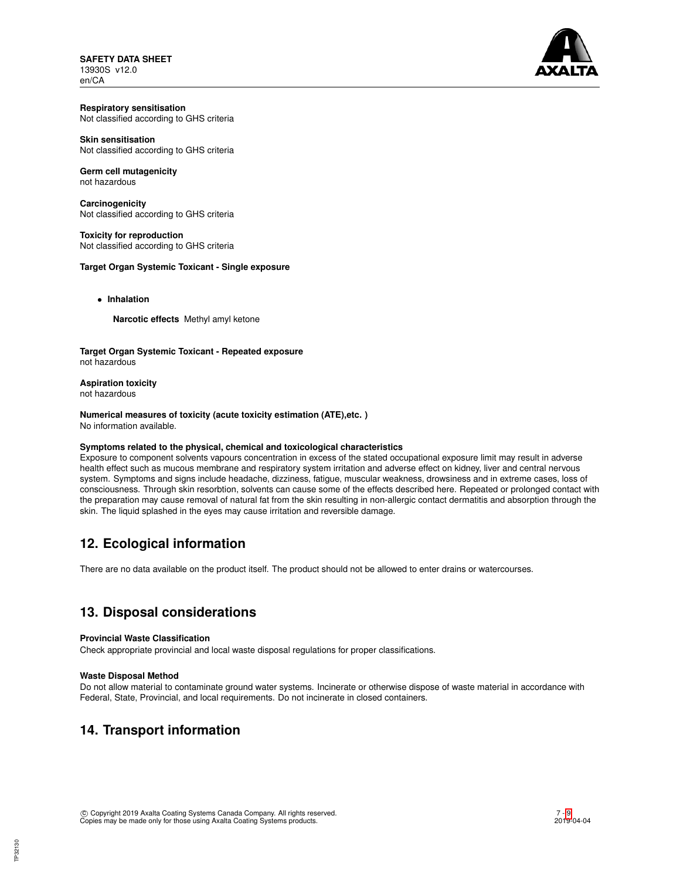**Respiratory sensitisation**
Not classified according to GHS criteria

**Skin sensitisation**
Not classified according to GHS criteria

**Germ cell mutagenicity**
not hazardous

**Carcinogenicity**
Not classified according to GHS criteria

**Toxicity for reproduction**
Not classified according to GHS criteria

**Target Organ Systemic Toxicant - Single exposure**

- **Inhalation**

  **Narcotic effects** Methyl amyl ketone

**Target Organ Systemic Toxicant - Repeated exposure**
not hazardous

**Aspiration toxicity**
not hazardous

**Numerical measures of toxicity (acute toxicity estimation (ATE),etc. )**
No information available.

**Symptoms related to the physical, chemical and toxicological characteristics**
Exposure to component solvents vapours concentration in excess of the stated occupational exposure limit may result in adverse health effect such as mucous membrane and respiratory system irritation and adverse effect on kidney, liver and central nervous system. Symptoms and signs include headache, dizziness, fatigue, muscular weakness, drowsiness and in extreme cases, loss of consciousness. Through skin resorbtion, solvents can cause some of the effects described here. Repeated or prolonged contact with the preparation may cause removal of natural fat from the skin resulting in non-allergic contact dermatitis and absorption through the skin. The liquid splashed in the eyes may cause irritation and reversible damage.

## 12. Ecological information

There are no data available on the product itself. The product should not be allowed to enter drains or watercourses.

## 13. Disposal considerations

**Provincial Waste Classification**
Check appropriate provincial and local waste disposal regulations for proper classifications.

**Waste Disposal Method**
Do not allow material to contaminate ground water systems. Incinerate or otherwise dispose of waste material in accordance with Federal, State, Provincial, and local requirements. Do not incinerate in closed containers.

## 14. Transport information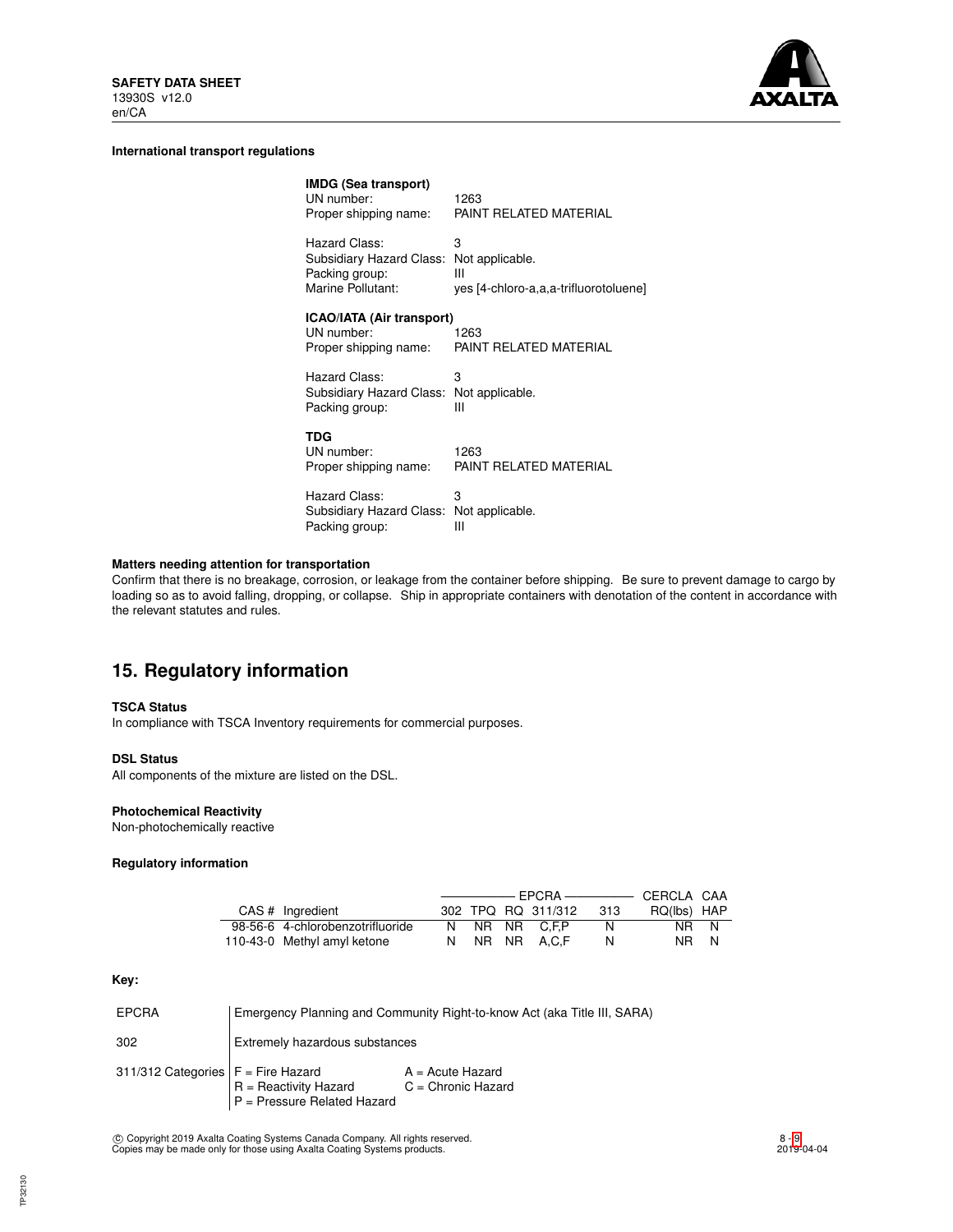**International transport regulations**

**IMDG (Sea transport)**

UN number: 1263
Proper shipping name: PAINT RELATED MATERIAL

Hazard Class: 3
Subsidiary Hazard Class: Not applicable.
Packing group: III
Marine Pollutant: yes [4-chloro-a,a,a-trifluorotoluene]

**ICAO/IATA (Air transport)**

UN number: 1263
Proper shipping name: PAINT RELATED MATERIAL

Hazard Class: 3
Subsidiary Hazard Class: Not applicable.
Packing group: III

**TDG**

UN number: 1263
Proper shipping name: PAINT RELATED MATERIAL

Hazard Class: 3
Subsidiary Hazard Class: Not applicable.
Packing group: III

**Matters needing attention for transportation**

Confirm that there is no breakage, corrosion, or leakage from the container before shipping. Be sure to prevent damage to cargo by loading so as to avoid falling, dropping, or collapse. Ship in appropriate containers with denotation of the content in accordance with the relevant statutes and rules.

## 15. Regulatory information

**TSCA Status**

In compliance with TSCA Inventory requirements for commercial purposes.

**DSL Status**

All components of the mixture are listed on the DSL.

**Photochemical Reactivity**

Non-photochemically reactive

**Regulatory information**

| | | EPCRA | | | | | CERCLA | CAA |
|---|---|---|---|---|---|---|---|---|
| CAS # | Ingredient | 302 | TPQ | RQ | 311/312 | 313 | RQ(lbs) | HAP |
| 98-56-6 | 4-chlorobenzotrifluoride | N | NR | NR | C,F,P | N | NR | N |
| 110-43-0 | Methyl amyl ketone | N | NR | NR | A,C,F | N | NR | N |

**Key:**

| | |
|---|---|
| EPCRA | Emergency Planning and Community Right-to-know Act (aka Title III, SARA) |
| 302 | Extremely hazardous substances |
| 311/312 Categories | F = Fire Hazard; A = Acute Hazard; R = Reactivity Hazard; C = Chronic Hazard; P = Pressure Related Hazard |

© Copyright 2019 Axalta Coating Systems Canada Company. All rights reserved.
Copies may be made only for those using Axalta Coating Systems products.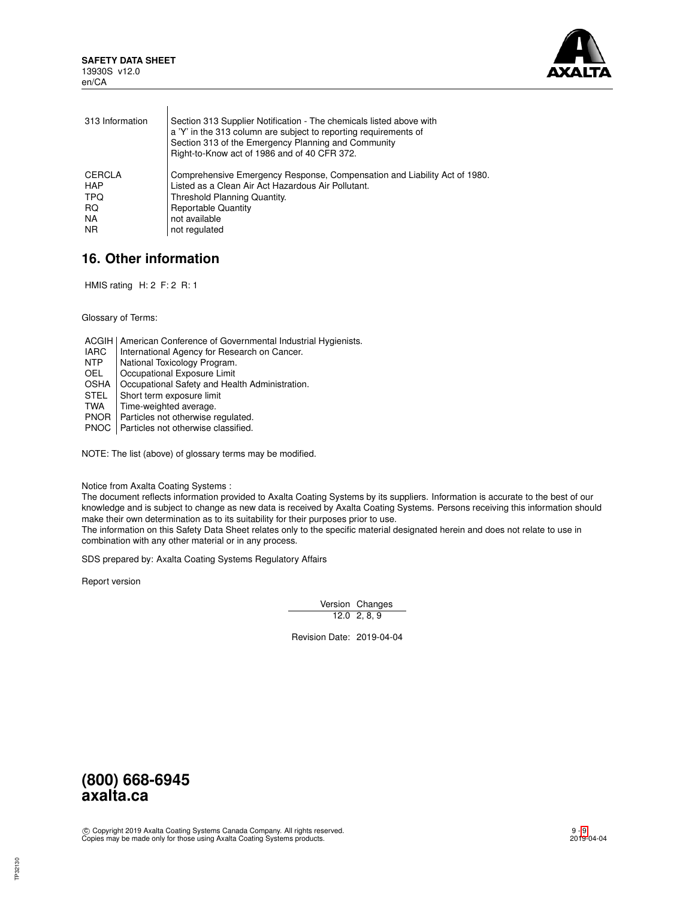| | |
|---|---|
| 313 Information | Section 313 Supplier Notification - The chemicals listed above with a 'Y' in the 313 column are subject to reporting requirements of Section 313 of the Emergency Planning and Community Right-to-Know act of 1986 and of 40 CFR 372. |
| CERCLA | Comprehensive Emergency Response, Compensation and Liability Act of 1980. |
| HAP | Listed as a Clean Air Act Hazardous Air Pollutant. |
| TPQ | Threshold Planning Quantity. |
| RQ | Reportable Quantity |
| NA | not available |
| NR | not regulated |

## 16. Other information

HMIS rating H: 2 F: 2 R: 1

Glossary of Terms:

| | |
|---|---|
| ACGIH | American Conference of Governmental Industrial Hygienists. |
| IARC | International Agency for Research on Cancer. |
| NTP | National Toxicology Program. |
| OEL | Occupational Exposure Limit |
| OSHA | Occupational Safety and Health Administration. |
| STEL | Short term exposure limit |
| TWA | Time-weighted average. |
| PNOR | Particles not otherwise regulated. |
| PNOC | Particles not otherwise classified. |

NOTE: The list (above) of glossary terms may be modified.

Notice from Axalta Coating Systems :
The document reflects information provided to Axalta Coating Systems by its suppliers. Information is accurate to the best of our knowledge and is subject to change as new data is received by Axalta Coating Systems. Persons receiving this information should make their own determination as to its suitability for their purposes prior to use.
The information on this Safety Data Sheet relates only to the specific material designated herein and does not relate to use in combination with any other material or in any process.

SDS prepared by: Axalta Coating Systems Regulatory Affairs

Report version

| Version | Changes |
|---|---|
| 12.0 | 2, 8, 9 |

Revision Date: 2019-04-04

**(800) 668-6945**
**axalta.ca**

© Copyright 2019 Axalta Coating Systems Canada Company. All rights reserved.
Copies may be made only for those using Axalta Coating Systems products.